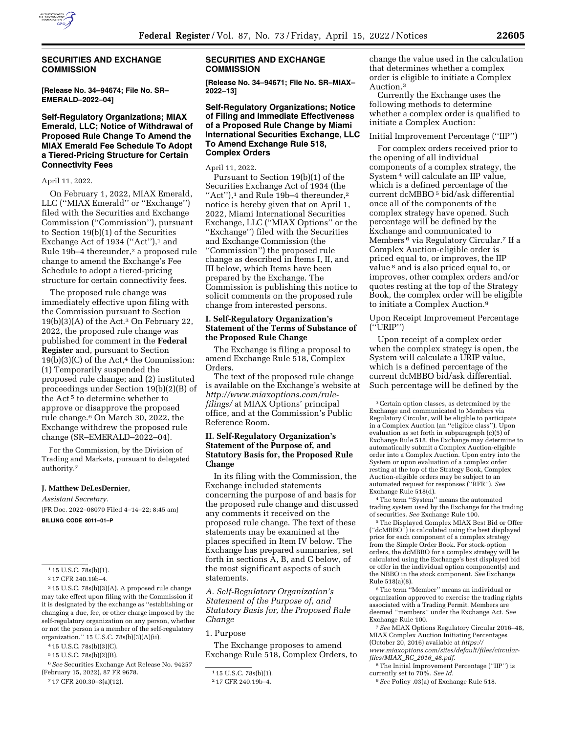## SECURITIES AND EXCHANGE COMMISSION

**[Release No. 34–94674; File No. SR–EMERALD–2022–04]**

### Self-Regulatory Organizations; MIAX Emerald, LLC; Notice of Withdrawal of Proposed Rule Change To Amend the MIAX Emerald Fee Schedule To Adopt a Tiered-Pricing Structure for Certain Connectivity Fees

April 11, 2022.

On February 1, 2022, MIAX Emerald, LLC (''MIAX Emerald'' or ''Exchange'') filed with the Securities and Exchange Commission (''Commission''), pursuant to Section 19(b)(1) of the Securities Exchange Act of 1934 (''Act''),[1] and Rule 19b–4 thereunder,[2] a proposed rule change to amend the Exchange's Fee Schedule to adopt a tiered-pricing structure for certain connectivity fees.

The proposed rule change was immediately effective upon filing with the Commission pursuant to Section 19(b)(3)(A) of the Act.[3] On February 22, 2022, the proposed rule change was published for comment in the **Federal Register** and, pursuant to Section 19(b)(3)(C) of the Act,[4] the Commission: (1) Temporarily suspended the proposed rule change; and (2) instituted proceedings under Section 19(b)(2)(B) of the Act[5] to determine whether to approve or disapprove the proposed rule change.[6] On March 30, 2022, the Exchange withdrew the proposed rule change (SR–EMERALD–2022–04).

For the Commission, by the Division of Trading and Markets, pursuant to delegated authority.[7]

**J. Matthew DeLesDernier,**

*Assistant Secretary.*

[FR Doc. 2022–08070 Filed 4–14–22; 8:45 am]

**BILLING CODE 8011–01–P**

[1] 15 U.S.C. 78s(b)(1).

[2] 17 CFR 240.19b–4.

[3] 15 U.S.C. 78s(b)(3)(A). A proposed rule change may take effect upon filing with the Commission if it is designated by the exchange as ''establishing or changing a due, fee, or other charge imposed by the self-regulatory organization on any person, whether or not the person is a member of the self-regulatory organization.'' 15 U.S.C. 78s(b)(3)(A)(ii).

[4] 15 U.S.C. 78s(b)(3)(C).

[5] 15 U.S.C. 78s(b)(2)(B).

[6] *See* Securities Exchange Act Release No. 94257 (February 15, 2022), 87 FR 9678.

[7] 17 CFR 200.30–3(a)(12).

## SECURITIES AND EXCHANGE COMMISSION

**[Release No. 34–94671; File No. SR–MIAX–2022–13]**

### Self-Regulatory Organizations; Notice of Filing and Immediate Effectiveness of a Proposed Rule Change by Miami International Securities Exchange, LLC To Amend Exchange Rule 518, Complex Orders

April 11, 2022.

Pursuant to Section 19(b)(1) of the Securities Exchange Act of 1934 (the ''Act''),[1] and Rule 19b–4 thereunder,[2] notice is hereby given that on April 1, 2022, Miami International Securities Exchange, LLC (''MIAX Options'' or the ''Exchange'') filed with the Securities and Exchange Commission (the ''Commission'') the proposed rule change as described in Items I, II, and III below, which Items have been prepared by the Exchange. The Commission is publishing this notice to solicit comments on the proposed rule change from interested persons.

#### I. Self-Regulatory Organization's Statement of the Terms of Substance of the Proposed Rule Change

The Exchange is filing a proposal to amend Exchange Rule 518, Complex Orders.

The text of the proposed rule change is available on the Exchange's website at *http://www.miaxoptions.com/rule-filings/* at MIAX Options' principal office, and at the Commission's Public Reference Room.

#### II. Self-Regulatory Organization's Statement of the Purpose of, and Statutory Basis for, the Proposed Rule Change

In its filing with the Commission, the Exchange included statements concerning the purpose of and basis for the proposed rule change and discussed any comments it received on the proposed rule change. The text of these statements may be examined at the places specified in Item IV below. The Exchange has prepared summaries, set forth in sections A, B, and C below, of the most significant aspects of such statements.

*A. Self-Regulatory Organization's Statement of the Purpose of, and Statutory Basis for, the Proposed Rule Change*

1. Purpose

The Exchange proposes to amend Exchange Rule 518, Complex Orders, to change the value used in the calculation that determines whether a complex order is eligible to initiate a Complex Auction.[3]

Currently the Exchange uses the following methods to determine whether a complex order is qualified to initiate a Complex Auction:

Initial Improvement Percentage (''IIP'')

For complex orders received prior to the opening of all individual components of a complex strategy, the System[4] will calculate an IIP value, which is a defined percentage of the current dcMBBO[5] bid/ask differential once all of the components of the complex strategy have opened. Such percentage will be defined by the Exchange and communicated to Members[6] via Regulatory Circular.[7] If a Complex Auction-eligible order is priced equal to, or improves, the IIP value[8] and is also priced equal to, or improves, other complex orders and/or quotes resting at the top of the Strategy Book, the complex order will be eligible to initiate a Complex Auction.[9]

Upon Receipt Improvement Percentage (''URIP'')

Upon receipt of a complex order when the complex strategy is open, the System will calculate a URIP value, which is a defined percentage of the current dcMBBO bid/ask differential. Such percentage will be defined by the

[1] 15 U.S.C. 78s(b)(1).

[2] 17 CFR 240.19b–4.

[3] Certain option classes, as determined by the Exchange and communicated to Members via Regulatory Circular, will be eligible to participate in a Complex Auction (an ''eligible class''). Upon evaluation as set forth in subparagraph (c)(5) of Exchange Rule 518, the Exchange may determine to automatically submit a Complex Auction-eligible order into a Complex Auction. Upon entry into the System or upon evaluation of a complex order resting at the top of the Strategy Book, Complex Auction-eligible orders may be subject to an automated request for responses (''RFR''). *See* Exchange Rule 518(d).

[4] The term ''System'' means the automated trading system used by the Exchange for the trading of securities. *See* Exchange Rule 100.

[5] The Displayed Complex MIAX Best Bid or Offer (''dcMBBO'') is calculated using the best displayed price for each component of a complex strategy from the Simple Order Book. For stock-option orders, the dcMBBO for a complex strategy will be calculated using the Exchange's best displayed bid or offer in the individual option component(s) and the NBBO in the stock component. *See* Exchange Rule 518(a)(8).

[6] The term ''Member'' means an individual or organization approved to exercise the trading rights associated with a Trading Permit. Members are deemed ''members'' under the Exchange Act. *See* Exchange Rule 100.

[7] *See* MIAX Options Regulatory Circular 2016–48, MIAX Complex Auction Initiating Percentages (October 20, 2016) available at *https://www.miaxoptions.com/sites/default/files/circular-files/MIAX_RC_2016_48.pdf*.

[8] The Initial Improvement Percentage (''IIP'') is currently set to 70%. *See Id.*

[9] *See* Policy .03(a) of Exchange Rule 518.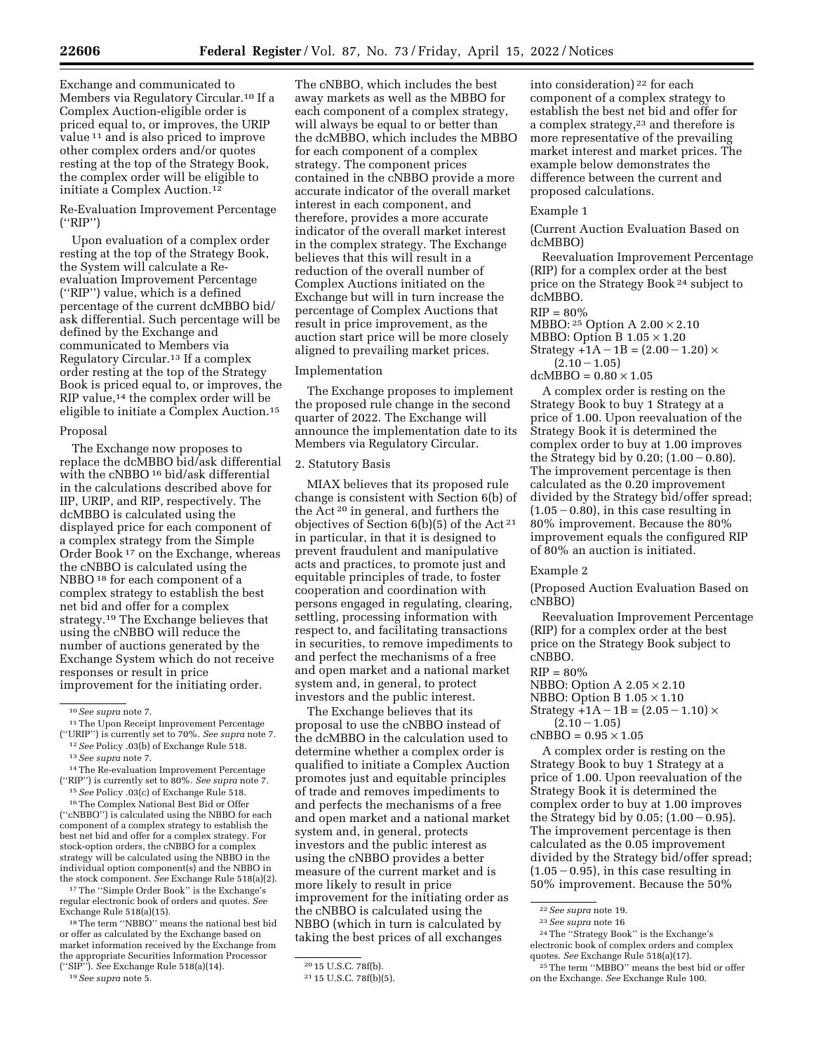Exchange and communicated to Members via Regulatory Circular.[10] If a Complex Auction-eligible order is priced equal to, or improves, the URIP value [11] and is also priced to improve other complex orders and/or quotes resting at the top of the Strategy Book, the complex order will be eligible to initiate a Complex Auction.[12]

Re-Evaluation Improvement Percentage ("RIP")

Upon evaluation of a complex order resting at the top of the Strategy Book, the System will calculate a Re-evaluation Improvement Percentage ("RIP") value, which is a defined percentage of the current dcMBBO bid/ask differential. Such percentage will be defined by the Exchange and communicated to Members via Regulatory Circular.[13] If a complex order resting at the top of the Strategy Book is priced equal to, or improves, the RIP value,[14] the complex order will be eligible to initiate a Complex Auction.[15]

Proposal

The Exchange now proposes to replace the dcMBBO bid/ask differential with the cNBBO [16] bid/ask differential in the calculations described above for IIP, URIP, and RIP, respectively. The dcMBBO is calculated using the displayed price for each component of a complex strategy from the Simple Order Book [17] on the Exchange, whereas the cNBBO is calculated using the NBBO [18] for each component of a complex strategy to establish the best net bid and offer for a complex strategy.[19] The Exchange believes that using the cNBBO will reduce the number of auctions generated by the Exchange System which do not receive responses or result in price improvement for the initiating order.

The cNBBO, which includes the best away markets as well as the MBBO for each component of a complex strategy, will always be equal to or better than the dcMBBO, which includes the MBBO for each component of a complex strategy. The component prices contained in the cNBBO provide a more accurate indicator of the overall market interest in each component, and therefore, provides a more accurate indicator of the overall market interest in the complex strategy. The Exchange believes that this will result in a reduction of the overall number of Complex Auctions initiated on the Exchange but will in turn increase the percentage of Complex Auctions that result in price improvement, as the auction start price will be more closely aligned to prevailing market prices.

Implementation

The Exchange proposes to implement the proposed rule change in the second quarter of 2022. The Exchange will announce the implementation date to its Members via Regulatory Circular.

2. Statutory Basis

MIAX believes that its proposed rule change is consistent with Section 6(b) of the Act [20] in general, and furthers the objectives of Section 6(b)(5) of the Act [21] in particular, in that it is designed to prevent fraudulent and manipulative acts and practices, to promote just and equitable principles of trade, to foster cooperation and coordination with persons engaged in regulating, clearing, settling, processing information with respect to, and facilitating transactions in securities, to remove impediments to and perfect the mechanisms of a free and open market and a national market system and, in general, to protect investors and the public interest.

The Exchange believes that its proposal to use the cNBBO instead of the dcMBBO in the calculation used to determine whether a complex order is qualified to initiate a Complex Auction promotes just and equitable principles of trade and removes impediments to and perfects the mechanisms of a free and open market and a national market system and, in general, protects investors and the public interest as using the cNBBO provides a better measure of the current market and is more likely to result in price improvement for the initiating order as the cNBBO is calculated using the NBBO (which in turn is calculated by taking the best prices of all exchanges into consideration) [22] for each component of a complex strategy to establish the best net bid and offer for a complex strategy,[23] and therefore is more representative of the prevailing market interest and market prices. The example below demonstrates the difference between the current and proposed calculations.

Example 1

(Current Auction Evaluation Based on dcMBBO)

Reevaluation Improvement Percentage (RIP) for a complex order at the best price on the Strategy Book [24] subject to dcMBBO.

RIP = 80%
MBBO: [25] Option A 2.00 × 2.10
MBBO: Option B 1.05 × 1.20
Strategy +1A − 1B = (2.00 − 1.20) × (2.10 − 1.05)
dcMBBO = 0.80 × 1.05

A complex order is resting on the Strategy Book to buy 1 Strategy at a price of 1.00. Upon reevaluation of the Strategy Book it is determined the complex order to buy at 1.00 improves the Strategy bid by 0.20; (1.00 − 0.80). The improvement percentage is then calculated as the 0.20 improvement divided by the Strategy bid/offer spread; (1.05 − 0.80), in this case resulting in 80% improvement. Because the 80% improvement equals the configured RIP of 80% an auction is initiated.

Example 2

(Proposed Auction Evaluation Based on cNBBO)

Reevaluation Improvement Percentage (RIP) for a complex order at the best price on the Strategy Book subject to cNBBO.

RIP = 80%
NBBO: Option A 2.05 × 2.10
NBBO: Option B 1.05 × 1.10
Strategy +1A − 1B = (2.05 − 1.10) × (2.10 − 1.05)
cNBBO = 0.95 × 1.05

A complex order is resting on the Strategy Book to buy 1 Strategy at a price of 1.00. Upon reevaluation of the Strategy Book it is determined the complex order to buy at 1.00 improves the Strategy bid by 0.05; (1.00 − 0.95). The improvement percentage is then calculated as the 0.05 improvement divided by the Strategy bid/offer spread; (1.05 − 0.95), in this case resulting in 50% improvement. Because the 50%

---

[10] *See supra* note 7.

[11] The Upon Receipt Improvement Percentage ("URIP") is currently set to 70%. *See supra* note 7.

[12] *See* Policy .03(b) of Exchange Rule 518.

[13] *See supra* note 7.

[14] The Re-evaluation Improvement Percentage ("RIP") is currently set to 80%. *See supra* note 7.

[15] *See* Policy .03(c) of Exchange Rule 518.

[16] The Complex National Best Bid or Offer ("cNBBO") is calculated using the NBBO for each component of a complex strategy to establish the best net bid and offer for a complex strategy. For stock-option orders, the cNBBO for a complex strategy will be calculated using the NBBO in the individual option component(s) and the NBBO in the stock component. *See* Exchange Rule 518(a)(2).

[17] The "Simple Order Book" is the Exchange's regular electronic book of orders and quotes. *See* Exchange Rule 518(a)(15).

[18] The term "NBBO" means the national best bid or offer as calculated by the Exchange based on market information received by the Exchange from the appropriate Securities Information Processor ("SIP"). *See* Exchange Rule 518(a)(14).

[19] *See supra* note 5.

[20] 15 U.S.C. 78f(b).

[21] 15 U.S.C. 78f(b)(5).

[22] *See supra* note 19.

[23] *See supra* note 16

[24] The "Strategy Book" is the Exchange's electronic book of complex orders and complex quotes. *See* Exchange Rule 518(a)(17).

[25] The term "MBBO" means the best bid or offer on the Exchange. *See* Exchange Rule 100.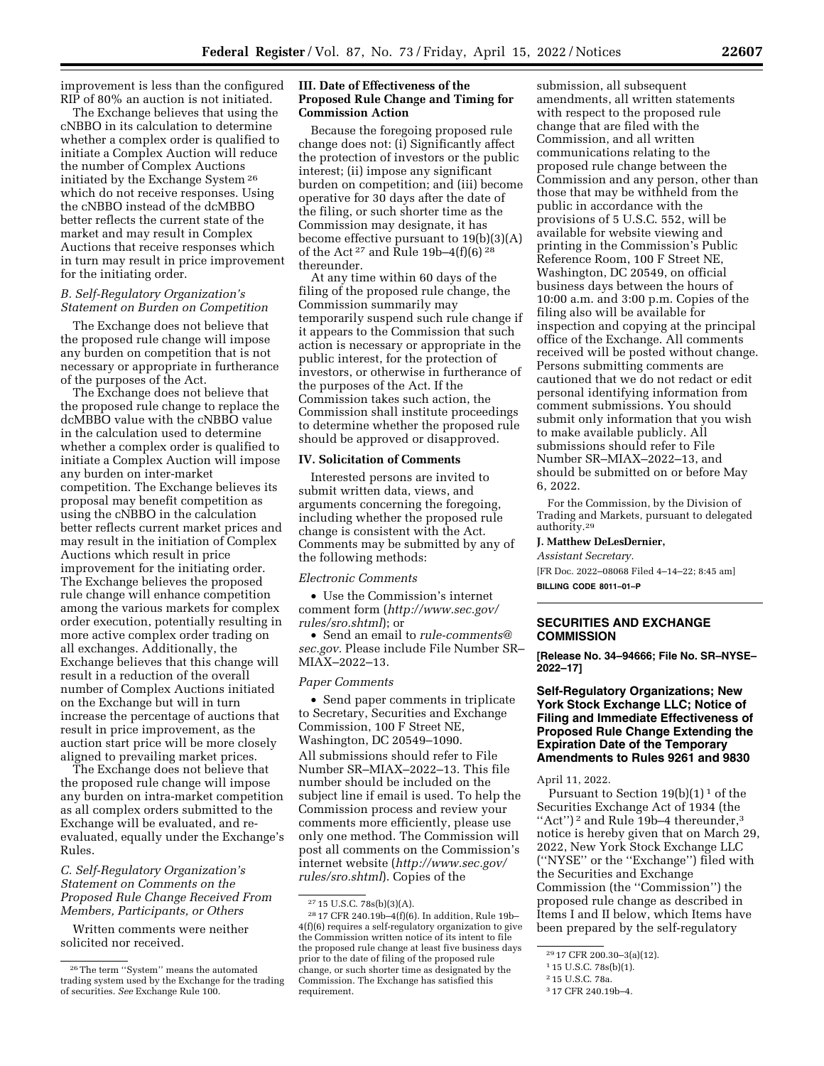improvement is less than the configured RIP of 80% an auction is not initiated.

The Exchange believes that using the cNBBO in its calculation to determine whether a complex order is qualified to initiate a Complex Auction will reduce the number of Complex Auctions initiated by the Exchange System [26] which do not receive responses. Using the cNBBO instead of the dcMBBO better reflects the current state of the market and may result in Complex Auctions that receive responses which in turn may result in price improvement for the initiating order.

### *B. Self-Regulatory Organization's Statement on Burden on Competition*

The Exchange does not believe that the proposed rule change will impose any burden on competition that is not necessary or appropriate in furtherance of the purposes of the Act.

The Exchange does not believe that the proposed rule change to replace the dcMBBO value with the cNBBO value in the calculation used to determine whether a complex order is qualified to initiate a Complex Auction will impose any burden on inter-market competition. The Exchange believes its proposal may benefit competition as using the cNBBO in the calculation better reflects current market prices and may result in the initiation of Complex Auctions which result in price improvement for the initiating order. The Exchange believes the proposed rule change will enhance competition among the various markets for complex order execution, potentially resulting in more active complex order trading on all exchanges. Additionally, the Exchange believes that this change will result in a reduction of the overall number of Complex Auctions initiated on the Exchange but will in turn increase the percentage of auctions that result in price improvement, as the auction start price will be more closely aligned to prevailing market prices.

The Exchange does not believe that the proposed rule change will impose any burden on intra-market competition as all complex orders submitted to the Exchange will be evaluated, and re-evaluated, equally under the Exchange's Rules.

### *C. Self-Regulatory Organization's Statement on Comments on the Proposed Rule Change Received From Members, Participants, or Others*

Written comments were neither solicited nor received.

[26] The term "System" means the automated trading system used by the Exchange for the trading of securities. *See* Exchange Rule 100.

### III. Date of Effectiveness of the Proposed Rule Change and Timing for Commission Action

Because the foregoing proposed rule change does not: (i) Significantly affect the protection of investors or the public interest; (ii) impose any significant burden on competition; and (iii) become operative for 30 days after the date of the filing, or such shorter time as the Commission may designate, it has become effective pursuant to 19(b)(3)(A) of the Act [27] and Rule 19b–4(f)(6) [28] thereunder.

At any time within 60 days of the filing of the proposed rule change, the Commission summarily may temporarily suspend such rule change if it appears to the Commission that such action is necessary or appropriate in the public interest, for the protection of investors, or otherwise in furtherance of the purposes of the Act. If the Commission takes such action, the Commission shall institute proceedings to determine whether the proposed rule should be approved or disapproved.

### IV. Solicitation of Comments

Interested persons are invited to submit written data, views, and arguments concerning the foregoing, including whether the proposed rule change is consistent with the Act. Comments may be submitted by any of the following methods:

*Electronic Comments*

- Use the Commission's internet comment form (*http://www.sec.gov/rules/sro.shtml*); or
- Send an email to *rule-comments@sec.gov.* Please include File Number SR–MIAX–2022–13.

*Paper Comments*

- Send paper comments in triplicate to Secretary, Securities and Exchange Commission, 100 F Street NE, Washington, DC 20549–1090.

All submissions should refer to File Number SR–MIAX–2022–13. This file number should be included on the subject line if email is used. To help the Commission process and review your comments more efficiently, please use only one method. The Commission will post all comments on the Commission's internet website (*http://www.sec.gov/rules/sro.shtml*). Copies of the submission, all subsequent amendments, all written statements with respect to the proposed rule change that are filed with the Commission, and all written communications relating to the proposed rule change between the Commission and any person, other than those that may be withheld from the public in accordance with the provisions of 5 U.S.C. 552, will be available for website viewing and printing in the Commission's Public Reference Room, 100 F Street NE, Washington, DC 20549, on official business days between the hours of 10:00 a.m. and 3:00 p.m. Copies of the filing also will be available for inspection and copying at the principal office of the Exchange. All comments received will be posted without change. Persons submitting comments are cautioned that we do not redact or edit personal identifying information from comment submissions. You should submit only information that you wish to make available publicly. All submissions should refer to File Number SR–MIAX–2022–13, and should be submitted on or before May 6, 2022.

For the Commission, by the Division of Trading and Markets, pursuant to delegated authority.[29]

**J. Matthew DeLesDernier,**

*Assistant Secretary.*

[FR Doc. 2022–08068 Filed 4–14–22; 8:45 am]

**BILLING CODE 8011–01–P**

[27] 15 U.S.C. 78s(b)(3)(A).

[28] 17 CFR 240.19b–4(f)(6). In addition, Rule 19b–4(f)(6) requires a self-regulatory organization to give the Commission written notice of its intent to file the proposed rule change at least five business days prior to the date of filing of the proposed rule change, or such shorter time as designated by the Commission. The Exchange has satisfied this requirement.

## SECURITIES AND EXCHANGE COMMISSION

**[Release No. 34–94666; File No. SR–NYSE–2022–17]**

## Self-Regulatory Organizations; New York Stock Exchange LLC; Notice of Filing and Immediate Effectiveness of Proposed Rule Change Extending the Expiration Date of the Temporary Amendments to Rules 9261 and 9830

April 11, 2022.

Pursuant to Section 19(b)(1) [1] of the Securities Exchange Act of 1934 (the "Act") [2] and Rule 19b–4 thereunder,[3] notice is hereby given that on March 29, 2022, New York Stock Exchange LLC ("NYSE" or the "Exchange") filed with the Securities and Exchange Commission (the "Commission") the proposed rule change as described in Items I and II below, which Items have been prepared by the self-regulatory

[29] 17 CFR 200.30–3(a)(12).

[1] 15 U.S.C. 78s(b)(1).

[2] 15 U.S.C. 78a.

[3] 17 CFR 240.19b–4.